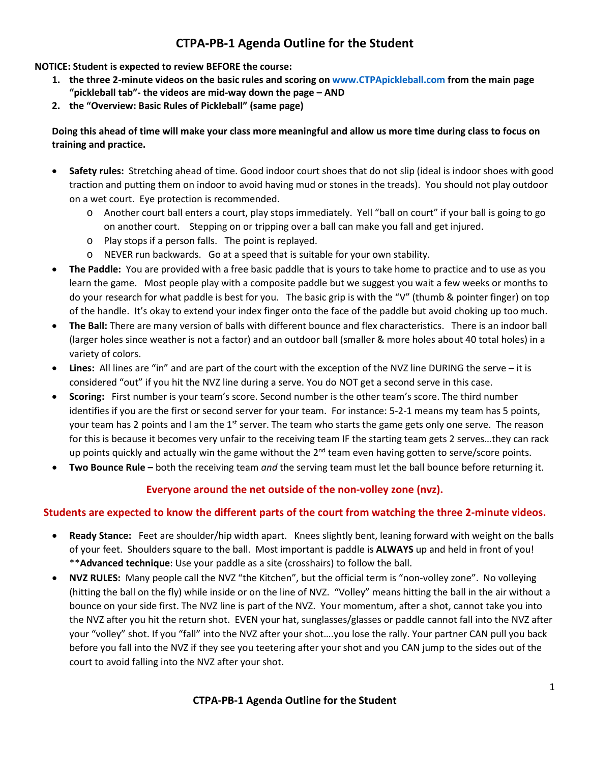# CTPA-PB-1 Agenda Outline for the Student

**NOTICE: Student is expected to review BEFORE the course:**

1. **the three 2-minute videos on the basic rules and scoring on www.CTPApickleball.com from the main page "pickleball tab"- the videos are mid-way down the page – AND**
2. **the "Overview: Basic Rules of Pickleball" (same page)**

**Doing this ahead of time will make your class more meaningful and allow us more time during class to focus on training and practice.**

- **Safety rules:** Stretching ahead of time. Good indoor court shoes that do not slip (ideal is indoor shoes with good traction and putting them on indoor to avoid having mud or stones in the treads). You should not play outdoor on a wet court. Eye protection is recommended.
  - Another court ball enters a court, play stops immediately. Yell "ball on court" if your ball is going to go on another court. Stepping on or tripping over a ball can make you fall and get injured.
  - Play stops if a person falls. The point is replayed.
  - NEVER run backwards. Go at a speed that is suitable for your own stability.
- **The Paddle:** You are provided with a free basic paddle that is yours to take home to practice and to use as you learn the game. Most people play with a composite paddle but we suggest you wait a few weeks or months to do your research for what paddle is best for you. The basic grip is with the "V" (thumb & pointer finger) on top of the handle. It's okay to extend your index finger onto the face of the paddle but avoid choking up too much.
- **The Ball:** There are many version of balls with different bounce and flex characteristics. There is an indoor ball (larger holes since weather is not a factor) and an outdoor ball (smaller & more holes about 40 total holes) in a variety of colors.
- **Lines:** All lines are "in" and are part of the court with the exception of the NVZ line DURING the serve – it is considered "out" if you hit the NVZ line during a serve. You do NOT get a second serve in this case.
- **Scoring:** First number is your team's score. Second number is the other team's score. The third number identifies if you are the first or second server for your team. For instance: 5-2-1 means my team has 5 points, your team has 2 points and I am the 1st server. The team who starts the game gets only one serve. The reason for this is because it becomes very unfair to the receiving team IF the starting team gets 2 serves…they can rack up points quickly and actually win the game without the 2nd team even having gotten to serve/score points.
- **Two Bounce Rule –** both the receiving team *and* the serving team must let the ball bounce before returning it.

**Everyone around the net outside of the non-volley zone (nvz).**

**Students are expected to know the different parts of the court from watching the three 2-minute videos.**

- **Ready Stance:** Feet are shoulder/hip width apart. Knees slightly bent, leaning forward with weight on the balls of your feet. Shoulders square to the ball. Most important is paddle is **ALWAYS** up and held in front of you! **Advanced technique**: Use your paddle as a site (crosshairs) to follow the ball.
- **NVZ RULES:** Many people call the NVZ "the Kitchen", but the official term is "non-volley zone". No volleying (hitting the ball on the fly) while inside or on the line of NVZ. "Volley" means hitting the ball in the air without a bounce on your side first. The NVZ line is part of the NVZ. Your momentum, after a shot, cannot take you into the NVZ after you hit the return shot. EVEN your hat, sunglasses/glasses or paddle cannot fall into the NVZ after your "volley" shot. If you "fall" into the NVZ after your shot….you lose the rally. Your partner CAN pull you back before you fall into the NVZ if they see you teetering after your shot and you CAN jump to the sides out of the court to avoid falling into the NVZ after your shot.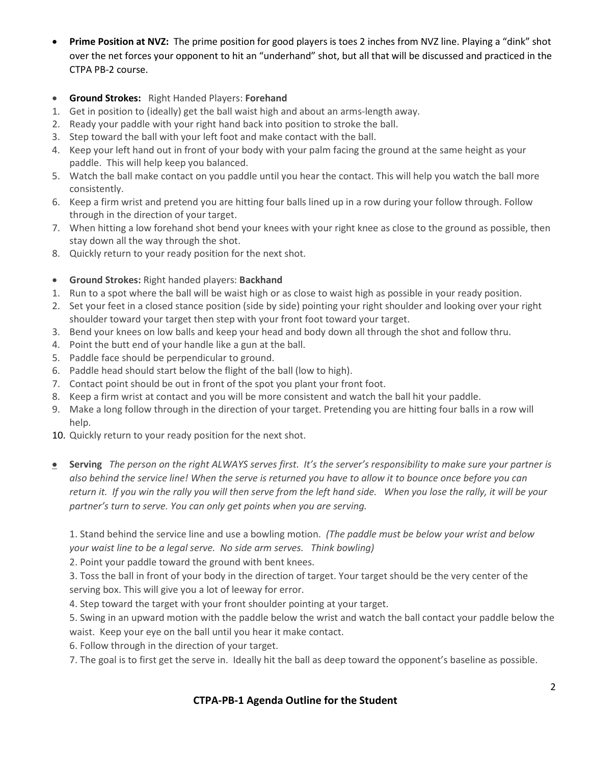- **Prime Position at NVZ:** The prime position for good players is toes 2 inches from NVZ line. Playing a "dink" shot over the net forces your opponent to hit an "underhand" shot, but all that will be discussed and practiced in the CTPA PB-2 course.

- **Ground Strokes:** Right Handed Players: **Forehand**

1. Get in position to (ideally) get the ball waist high and about an arms-length away.
2. Ready your paddle with your right hand back into position to stroke the ball.
3. Step toward the ball with your left foot and make contact with the ball.
4. Keep your left hand out in front of your body with your palm facing the ground at the same height as your paddle. This will help keep you balanced.
5. Watch the ball make contact on you paddle until you hear the contact. This will help you watch the ball more consistently.
6. Keep a firm wrist and pretend you are hitting four balls lined up in a row during your follow through. Follow through in the direction of your target.
7. When hitting a low forehand shot bend your knees with your right knee as close to the ground as possible, then stay down all the way through the shot.
8. Quickly return to your ready position for the next shot.

- **Ground Strokes:** Right handed players: **Backhand**

1. Run to a spot where the ball will be waist high or as close to waist high as possible in your ready position.
2. Set your feet in a closed stance position (side by side) pointing your right shoulder and looking over your right shoulder toward your target then step with your front foot toward your target.
3. Bend your knees on low balls and keep your head and body down all through the shot and follow thru.
4. Point the butt end of your handle like a gun at the ball.
5. Paddle face should be perpendicular to ground.
6. Paddle head should start below the flight of the ball (low to high).
7. Contact point should be out in front of the spot you plant your front foot.
8. Keep a firm wrist at contact and you will be more consistent and watch the ball hit your paddle.
9. Make a long follow through in the direction of your target. Pretending you are hitting four balls in a row will help.
10. Quickly return to your ready position for the next shot.

- **Serving** *The person on the right ALWAYS serves first. It's the server's responsibility to make sure your partner is also behind the service line! When the serve is returned you have to allow it to bounce once before you can return it. If you win the rally you will then serve from the left hand side. When you lose the rally, it will be your partner's turn to serve. You can only get points when you are serving.*

  1. Stand behind the service line and use a bowling motion. *(The paddle must be below your wrist and below your waist line to be a legal serve. No side arm serves. Think bowling)*
  2. Point your paddle toward the ground with bent knees.
  3. Toss the ball in front of your body in the direction of target. Your target should be the very center of the serving box. This will give you a lot of leeway for error.
  4. Step toward the target with your front shoulder pointing at your target.
  5. Swing in an upward motion with the paddle below the wrist and watch the ball contact your paddle below the waist. Keep your eye on the ball until you hear it make contact.
  6. Follow through in the direction of your target.
  7. The goal is to first get the serve in. Ideally hit the ball as deep toward the opponent's baseline as possible.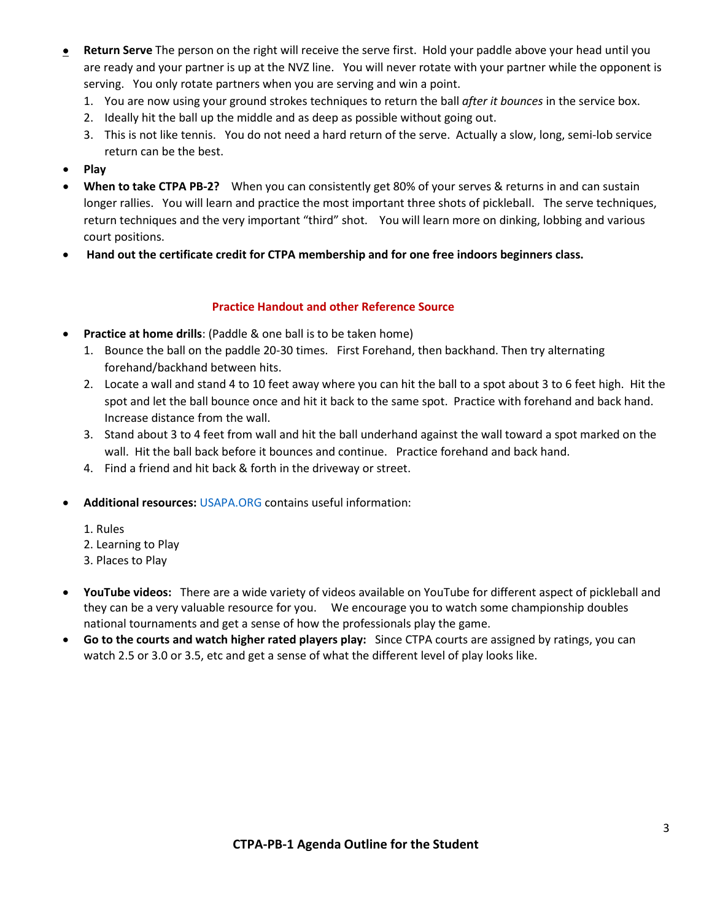- **Return Serve** The person on the right will receive the serve first. Hold your paddle above your head until you are ready and your partner is up at the NVZ line. You will never rotate with your partner while the opponent is serving. You only rotate partners when you are serving and win a point.
    1. You are now using your ground strokes techniques to return the ball *after it bounces* in the service box.
    2. Ideally hit the ball up the middle and as deep as possible without going out.
    3. This is not like tennis. You do not need a hard return of the serve. Actually a slow, long, semi-lob service return can be the best.
- **Play**
- **When to take CTPA PB-2?** When you can consistently get 80% of your serves & returns in and can sustain longer rallies. You will learn and practice the most important three shots of pickleball. The serve techniques, return techniques and the very important "third" shot. You will learn more on dinking, lobbing and various court positions.
- **Hand out the certificate credit for CTPA membership and for one free indoors beginners class.**

### Practice Handout and other Reference Source

- **Practice at home drills**: (Paddle & one ball is to be taken home)
    1. Bounce the ball on the paddle 20-30 times. First Forehand, then backhand. Then try alternating forehand/backhand between hits.
    2. Locate a wall and stand 4 to 10 feet away where you can hit the ball to a spot about 3 to 6 feet high. Hit the spot and let the ball bounce once and hit it back to the same spot. Practice with forehand and back hand. Increase distance from the wall.
    3. Stand about 3 to 4 feet from wall and hit the ball underhand against the wall toward a spot marked on the wall. Hit the ball back before it bounces and continue. Practice forehand and back hand.
    4. Find a friend and hit back & forth in the driveway or street.

- **Additional resources:** USAPA.ORG contains useful information:

    1. Rules
    2. Learning to Play
    3. Places to Play

- **YouTube videos:** There are a wide variety of videos available on YouTube for different aspect of pickleball and they can be a very valuable resource for you. We encourage you to watch some championship doubles national tournaments and get a sense of how the professionals play the game.
- **Go to the courts and watch higher rated players play:** Since CTPA courts are assigned by ratings, you can watch 2.5 or 3.0 or 3.5, etc and get a sense of what the different level of play looks like.